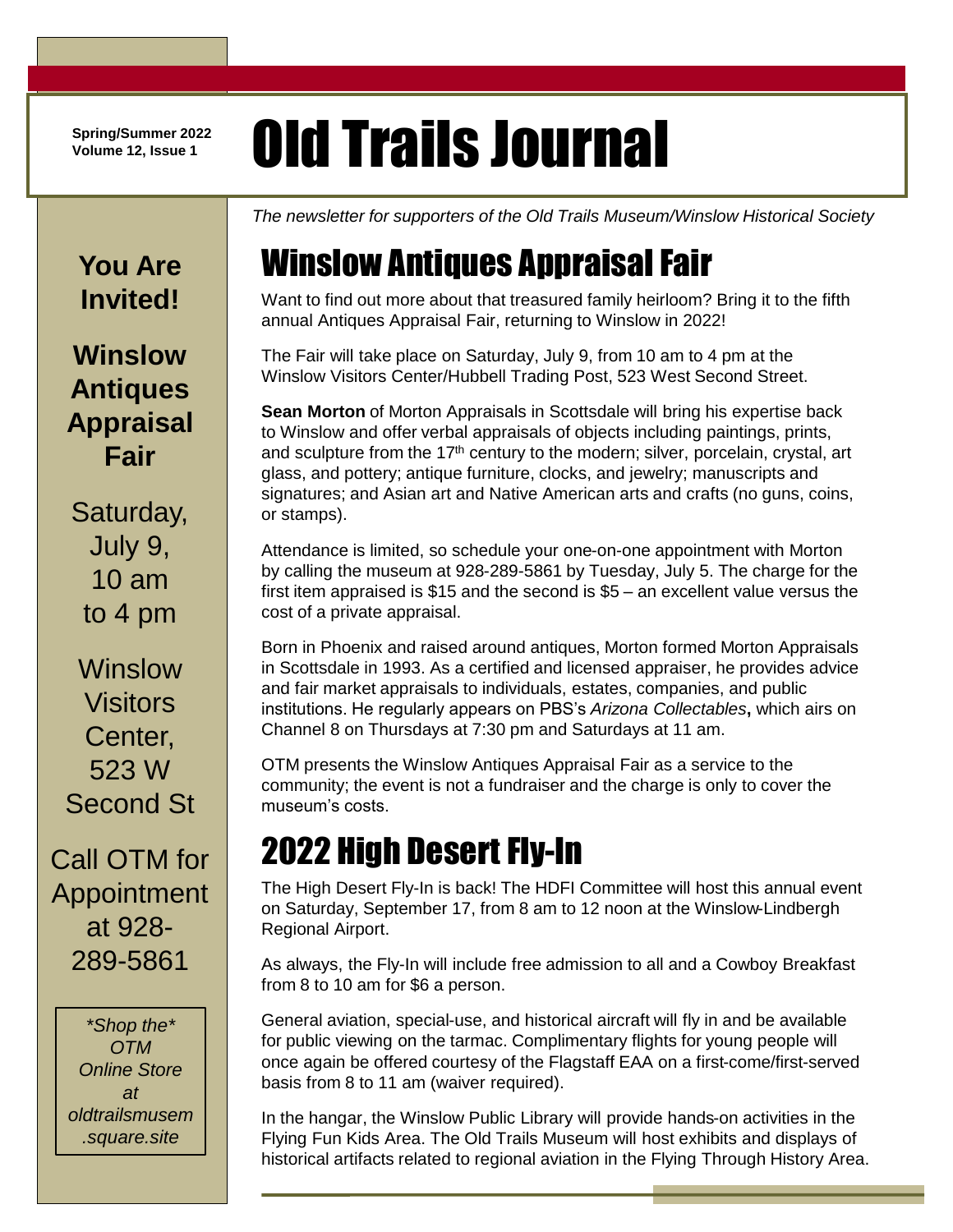Spring/Summer 2022
Volume 12, Issue 1

# Old Trails Journal

*The newsletter for supporters of the Old Trails Museum/Winslow Historical Society*

**You Are Invited!**

**Winslow Antiques Appraisal Fair**

Saturday, July 9, 10 am to 4 pm

Winslow Visitors Center, 523 W Second St

Call OTM for Appointment at 928-289-5861

*\*Shop the\* OTM Online Store at oldtrailsmusem.square.site*

## Winslow Antiques Appraisal Fair

Want to find out more about that treasured family heirloom? Bring it to the fifth annual Antiques Appraisal Fair, returning to Winslow in 2022!

The Fair will take place on Saturday, July 9, from 10 am to 4 pm at the Winslow Visitors Center/Hubbell Trading Post, 523 West Second Street.

**Sean Morton** of Morton Appraisals in Scottsdale will bring his expertise back to Winslow and offer verbal appraisals of objects including paintings, prints, and sculpture from the 17th century to the modern; silver, porcelain, crystal, art glass, and pottery; antique furniture, clocks, and jewelry; manuscripts and signatures; and Asian art and Native American arts and crafts (no guns, coins, or stamps).

Attendance is limited, so schedule your one-on-one appointment with Morton by calling the museum at 928-289-5861 by Tuesday, July 5. The charge for the first item appraised is $15 and the second is $5 – an excellent value versus the cost of a private appraisal.

Born in Phoenix and raised around antiques, Morton formed Morton Appraisals in Scottsdale in 1993. As a certified and licensed appraiser, he provides advice and fair market appraisals to individuals, estates, companies, and public institutions. He regularly appears on PBS's *Arizona Collectables***,** which airs on Channel 8 on Thursdays at 7:30 pm and Saturdays at 11 am.

OTM presents the Winslow Antiques Appraisal Fair as a service to the community; the event is not a fundraiser and the charge is only to cover the museum's costs.

## 2022 High Desert Fly-In

The High Desert Fly-In is back! The HDFI Committee will host this annual event on Saturday, September 17, from 8 am to 12 noon at the Winslow-Lindbergh Regional Airport.

As always, the Fly-In will include free admission to all and a Cowboy Breakfast from 8 to 10 am for $6 a person.

General aviation, special-use, and historical aircraft will fly in and be available for public viewing on the tarmac. Complimentary flights for young people will once again be offered courtesy of the Flagstaff EAA on a first-come/first-served basis from 8 to 11 am (waiver required).

In the hangar, the Winslow Public Library will provide hands-on activities in the Flying Fun Kids Area. The Old Trails Museum will host exhibits and displays of historical artifacts related to regional aviation in the Flying Through History Area.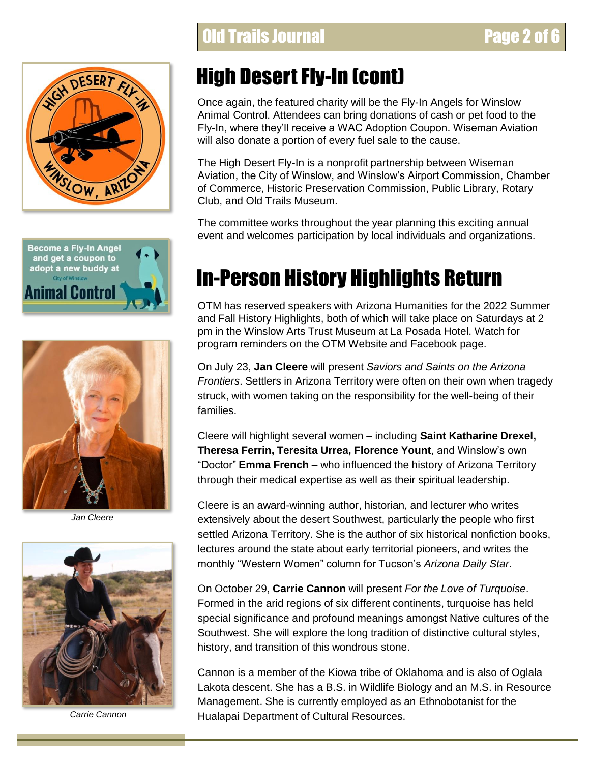# High Desert Fly-In (cont)

Once again, the featured charity will be the Fly-In Angels for Winslow Animal Control. Attendees can bring donations of cash or pet food to the Fly-In, where they'll receive a WAC Adoption Coupon. Wiseman Aviation will also donate a portion of every fuel sale to the cause.

The High Desert Fly-In is a nonprofit partnership between Wiseman Aviation, the City of Winslow, and Winslow's Airport Commission, Chamber of Commerce, Historic Preservation Commission, Public Library, Rotary Club, and Old Trails Museum.

The committee works throughout the year planning this exciting annual event and welcomes participation by local individuals and organizations.

Become a Fly-In Angel and get a coupon to adopt a new buddy at City of Winslow Animal Control

# In-Person History Highlights Return

OTM has reserved speakers with Arizona Humanities for the 2022 Summer and Fall History Highlights, both of which will take place on Saturdays at 2 pm in the Winslow Arts Trust Museum at La Posada Hotel. Watch for program reminders on the OTM Website and Facebook page.

On July 23, **Jan Cleere** will present *Saviors and Saints on the Arizona Frontiers*. Settlers in Arizona Territory were often on their own when tragedy struck, with women taking on the responsibility for the well-being of their families.

Cleere will highlight several women – including **Saint Katharine Drexel, Theresa Ferrin, Teresita Urrea, Florence Yount**, and Winslow's own "Doctor" **Emma French** – who influenced the history of Arizona Territory through their medical expertise as well as their spiritual leadership.

*Jan Cleere*

Cleere is an award-winning author, historian, and lecturer who writes extensively about the desert Southwest, particularly the people who first settled Arizona Territory. She is the author of six historical nonfiction books, lectures around the state about early territorial pioneers, and writes the monthly "Western Women" column for Tucson's *Arizona Daily Star*.

On October 29, **Carrie Cannon** will present *For the Love of Turquoise*. Formed in the arid regions of six different continents, turquoise has held special significance and profound meanings amongst Native cultures of the Southwest. She will explore the long tradition of distinctive cultural styles, history, and transition of this wondrous stone.

Cannon is a member of the Kiowa tribe of Oklahoma and is also of Oglala Lakota descent. She has a B.S. in Wildlife Biology and an M.S. in Resource Management. She is currently employed as an Ethnobotanist for the Hualapai Department of Cultural Resources.

*Carrie Cannon*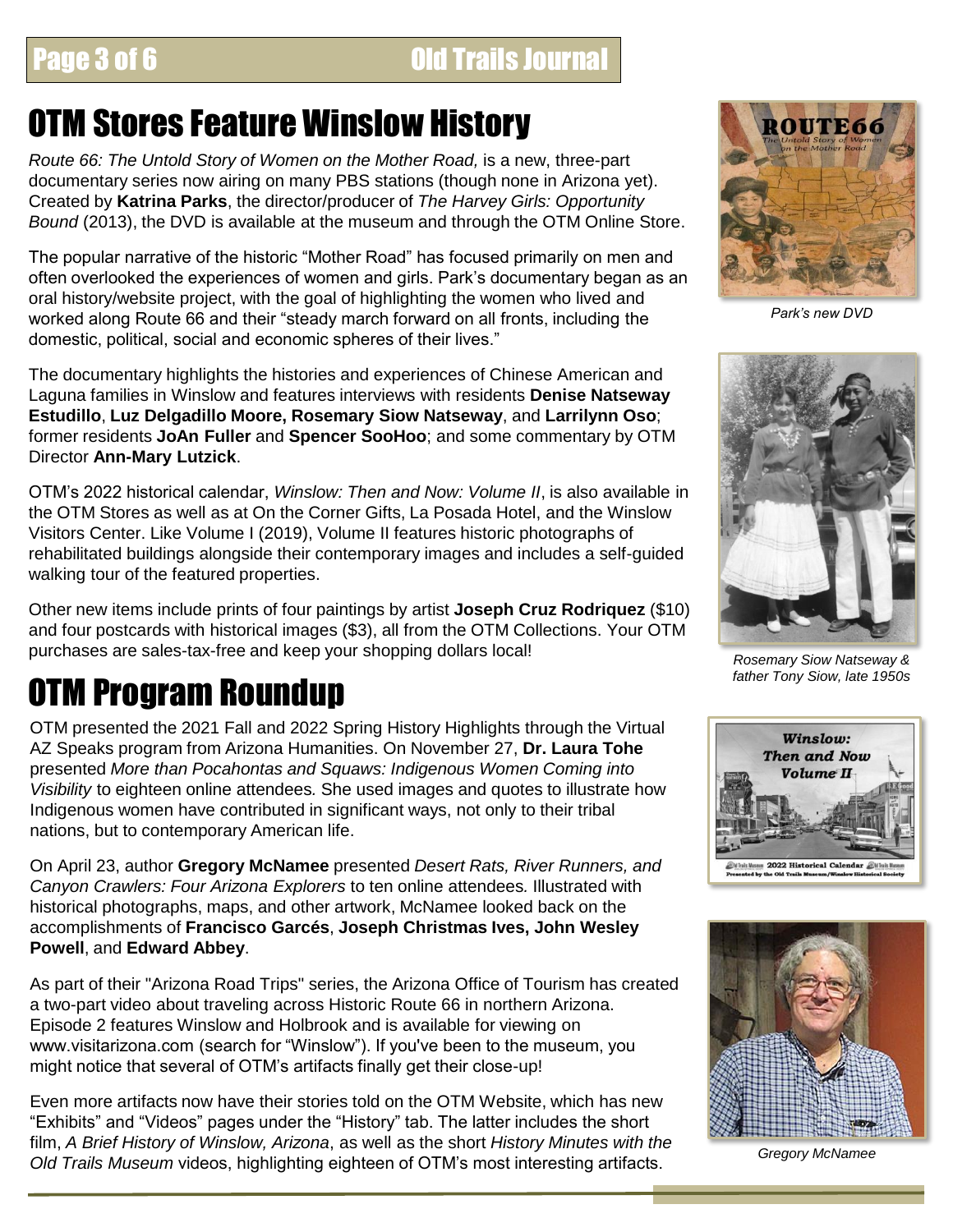# OTM Stores Feature Winslow History

*Route 66: The Untold Story of Women on the Mother Road,* is a new, three-part documentary series now airing on many PBS stations (though none in Arizona yet). Created by **Katrina Parks**, the director/producer of *The Harvey Girls: Opportunity Bound* (2013), the DVD is available at the museum and through the OTM Online Store.

The popular narrative of the historic "Mother Road" has focused primarily on men and often overlooked the experiences of women and girls. Park's documentary began as an oral history/website project, with the goal of highlighting the women who lived and worked along Route 66 and their "steady march forward on all fronts, including the domestic, political, social and economic spheres of their lives."

The documentary highlights the histories and experiences of Chinese American and Laguna families in Winslow and features interviews with residents **Denise Natseway Estudillo**, **Luz Delgadillo Moore, Rosemary Siow Natseway**, and **Larrilynn Oso**; former residents **JoAn Fuller** and **Spencer SooHoo**; and some commentary by OTM Director **Ann-Mary Lutzick**.

OTM's 2022 historical calendar, *Winslow: Then and Now: Volume II*, is also available in the OTM Stores as well as at On the Corner Gifts, La Posada Hotel, and the Winslow Visitors Center. Like Volume I (2019), Volume II features historic photographs of rehabilitated buildings alongside their contemporary images and includes a self-guided walking tour of the featured properties.

Other new items include prints of four paintings by artist **Joseph Cruz Rodriquez** ($10) and four postcards with historical images ($3), all from the OTM Collections. Your OTM purchases are sales-tax-free and keep your shopping dollars local!

*Park's new DVD*

*Rosemary Siow Natseway & father Tony Siow, late 1950s*

# OTM Program Roundup

OTM presented the 2021 Fall and 2022 Spring History Highlights through the Virtual AZ Speaks program from Arizona Humanities. On November 27, **Dr. Laura Tohe** presented *More than Pocahontas and Squaws: Indigenous Women Coming into Visibility* to eighteen online attendees*.* She used images and quotes to illustrate how Indigenous women have contributed in significant ways, not only to their tribal nations, but to contemporary American life.

On April 23, author **Gregory McNamee** presented *Desert Rats, River Runners, and Canyon Crawlers: Four Arizona Explorers* to ten online attendees*.* Illustrated with historical photographs, maps, and other artwork, McNamee looked back on the accomplishments of **Francisco Garcés**, **Joseph Christmas Ives, John Wesley Powell**, and **Edward Abbey**.

As part of their "Arizona Road Trips" series, the Arizona Office of Tourism has created a two-part video about traveling across Historic Route 66 in northern Arizona. Episode 2 features Winslow and Holbrook and is available for viewing on www.visitarizona.com (search for "Winslow"). If you've been to the museum, you might notice that several of OTM's artifacts finally get their close-up!

Even more artifacts now have their stories told on the OTM Website, which has new "Exhibits" and "Videos" pages under the "History" tab. The latter includes the short film, *A Brief History of Winslow, Arizona*, as well as the short *History Minutes with the Old Trails Museum* videos, highlighting eighteen of OTM's most interesting artifacts.

*Gregory McNamee*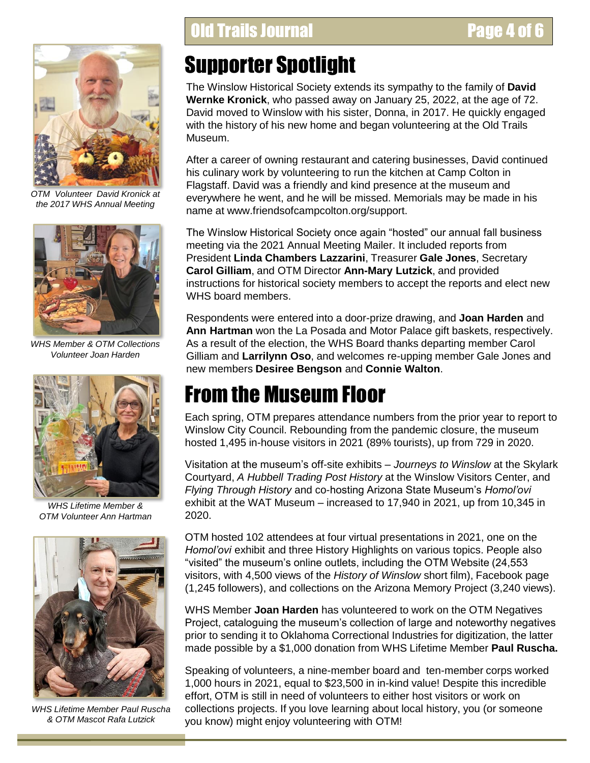# Supporter Spotlight

The Winslow Historical Society extends its sympathy to the family of **David Wernke Kronick**, who passed away on January 25, 2022, at the age of 72. David moved to Winslow with his sister, Donna, in 2017. He quickly engaged with the history of his new home and began volunteering at the Old Trails Museum.

After a career of owning restaurant and catering businesses, David continued his culinary work by volunteering to run the kitchen at Camp Colton in Flagstaff. David was a friendly and kind presence at the museum and everywhere he went, and he will be missed. Memorials may be made in his name at www.friendsofcampcolton.org/support.

The Winslow Historical Society once again "hosted" our annual fall business meeting via the 2021 Annual Meeting Mailer. It included reports from President **Linda Chambers Lazzarini**, Treasurer **Gale Jones**, Secretary **Carol Gilliam**, and OTM Director **Ann-Mary Lutzick**, and provided instructions for historical society members to accept the reports and elect new WHS board members.

Respondents were entered into a door-prize drawing, and **Joan Harden** and **Ann Hartman** won the La Posada and Motor Palace gift baskets, respectively. As a result of the election, the WHS Board thanks departing member Carol Gilliam and **Larrilynn Oso**, and welcomes re-upping member Gale Jones and new members **Desiree Bengson** and **Connie Walton**.

*OTM Volunteer David Kronick at the 2017 WHS Annual Meeting*

*WHS Member & OTM Collections Volunteer Joan Harden*

*WHS Lifetime Member & OTM Volunteer Ann Hartman*

*WHS Lifetime Member Paul Ruscha & OTM Mascot Rafa Lutzick*

# From the Museum Floor

Each spring, OTM prepares attendance numbers from the prior year to report to Winslow City Council. Rebounding from the pandemic closure, the museum hosted 1,495 in-house visitors in 2021 (89% tourists), up from 729 in 2020.

Visitation at the museum's off-site exhibits – *Journeys to Winslow* at the Skylark Courtyard, *A Hubbell Trading Post History* at the Winslow Visitors Center, and *Flying Through History* and co-hosting Arizona State Museum's *Homol'ovi* exhibit at the WAT Museum – increased to 17,940 in 2021, up from 10,345 in 2020.

OTM hosted 102 attendees at four virtual presentations in 2021, one on the *Homol'ovi* exhibit and three History Highlights on various topics. People also "visited" the museum's online outlets, including the OTM Website (24,553 visitors, with 4,500 views of the *History of Winslow* short film), Facebook page (1,245 followers), and collections on the Arizona Memory Project (3,240 views).

WHS Member **Joan Harden** has volunteered to work on the OTM Negatives Project, cataloguing the museum's collection of large and noteworthy negatives prior to sending it to Oklahoma Correctional Industries for digitization, the latter made possible by a $1,000 donation from WHS Lifetime Member **Paul Ruscha.**

Speaking of volunteers, a nine-member board and ten-member corps worked 1,000 hours in 2021, equal to $23,500 in in-kind value! Despite this incredible effort, OTM is still in need of volunteers to either host visitors or work on collections projects. If you love learning about local history, you (or someone you know) might enjoy volunteering with OTM!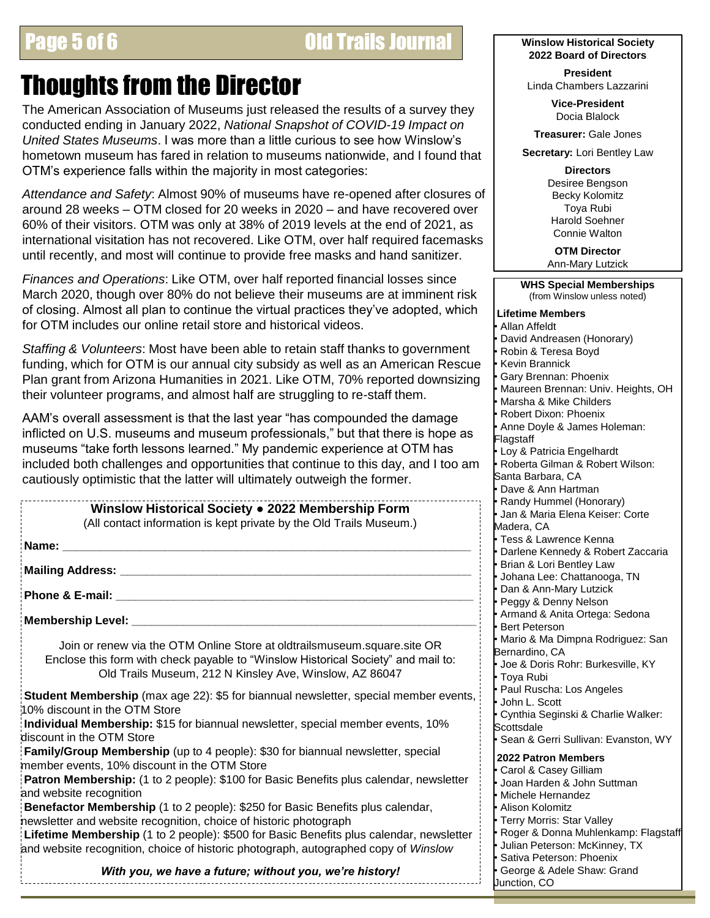# Thoughts from the Director

The American Association of Museums just released the results of a survey they conducted ending in January 2022, *National Snapshot of COVID-19 Impact on United States Museums*. I was more than a little curious to see how Winslow's hometown museum has fared in relation to museums nationwide, and I found that OTM's experience falls within the majority in most categories:

*Attendance and Safety*: Almost 90% of museums have re-opened after closures of around 28 weeks – OTM closed for 20 weeks in 2020 – and have recovered over 60% of their visitors. OTM was only at 38% of 2019 levels at the end of 2021, as international visitation has not recovered. Like OTM, over half required facemasks until recently, and most will continue to provide free masks and hand sanitizer.

*Finances and Operations*: Like OTM, over half reported financial losses since March 2020, though over 80% do not believe their museums are at imminent risk of closing. Almost all plan to continue the virtual practices they've adopted, which for OTM includes our online retail store and historical videos.

*Staffing & Volunteers*: Most have been able to retain staff thanks to government funding, which for OTM is our annual city subsidy as well as an American Rescue Plan grant from Arizona Humanities in 2021. Like OTM, 70% reported downsizing their volunteer programs, and almost half are struggling to re-staff them.

AAM's overall assessment is that the last year "has compounded the damage inflicted on U.S. museums and museum professionals," but that there is hope as museums "take forth lessons learned." My pandemic experience at OTM has included both challenges and opportunities that continue to this day, and I too am cautiously optimistic that the latter will ultimately outweigh the former.

## Winslow Historical Society ● 2022 Membership Form

(All contact information is kept private by the Old Trails Museum.)

**Name:** ______________________________

**Mailing Address:** ______________________________

**Phone & E-mail:** ______________________________

**Membership Level:** ______________________________

Join or renew via the OTM Online Store at oldtrailsmuseum.square.site OR
Enclose this form with check payable to "Winslow Historical Society" and mail to:
Old Trails Museum, 212 N Kinsley Ave, Winslow, AZ 86047

**Student Membership** (max age 22): $5 for biannual newsletter, special member events, 10% discount in the OTM Store

**Individual Membership:** $15 for biannual newsletter, special member events, 10% discount in the OTM Store

**Family/Group Membership** (up to 4 people): $30 for biannual newsletter, special member events, 10% discount in the OTM Store

**Patron Membership:** (1 to 2 people): $100 for Basic Benefits plus calendar, newsletter and website recognition

**Benefactor Membership** (1 to 2 people): $250 for Basic Benefits plus calendar, newsletter and website recognition, choice of historic photograph

**Lifetime Membership** (1 to 2 people): $500 for Basic Benefits plus calendar, newsletter and website recognition, choice of historic photograph, autographed copy of *Winslow*

***With you, we have a future; without you, we're history!***

**Winslow Historical Society**
**2022 Board of Directors**

**President**
Linda Chambers Lazzarini

**Vice-President**
Docia Blalock

**Treasurer:** Gale Jones

**Secretary:** Lori Bentley Law

**Directors**
Desiree Bengson
Becky Kolomitz
Toya Rubi
Harold Soehner
Connie Walton

**OTM Director**
Ann-Mary Lutzick

**WHS Special Memberships**
(from Winslow unless noted)

**Lifetime Members**

- Allan Affeldt
- David Andreasen (Honorary)
- Robin & Teresa Boyd
- Kevin Brannick
- Gary Brennan: Phoenix
- Maureen Brennan: Univ. Heights, OH
- Marsha & Mike Childers
- Robert Dixon: Phoenix
- Anne Doyle & James Holeman: Flagstaff
- Loy & Patricia Engelhardt
- Roberta Gilman & Robert Wilson: Santa Barbara, CA
- Dave & Ann Hartman
- Randy Hummel (Honorary)
- Jan & Maria Elena Keiser: Corte Madera, CA
- Tess & Lawrence Kenna
- Darlene Kennedy & Robert Zaccaria
- Brian & Lori Bentley Law
- Johana Lee: Chattanooga, TN
- Dan & Ann-Mary Lutzick
- Peggy & Denny Nelson
- Armand & Anita Ortega: Sedona
- Bert Peterson
- Mario & Ma Dimpna Rodriguez: San Bernardino, CA
- Joe & Doris Rohr: Burkesville, KY
- Toya Rubi
- Paul Ruscha: Los Angeles
- John L. Scott
- Cynthia Seginski & Charlie Walker: Scottsdale
- Sean & Gerri Sullivan: Evanston, WY

**2022 Patron Members**

- Carol & Casey Gilliam
- Joan Harden & John Suttman
- Michele Hernandez
- Alison Kolomitz
- Terry Morris: Star Valley
- Roger & Donna Muhlenkamp: Flagstaff
- Julian Peterson: McKinney, TX
- Sativa Peterson: Phoenix
- George & Adele Shaw: Grand Junction, CO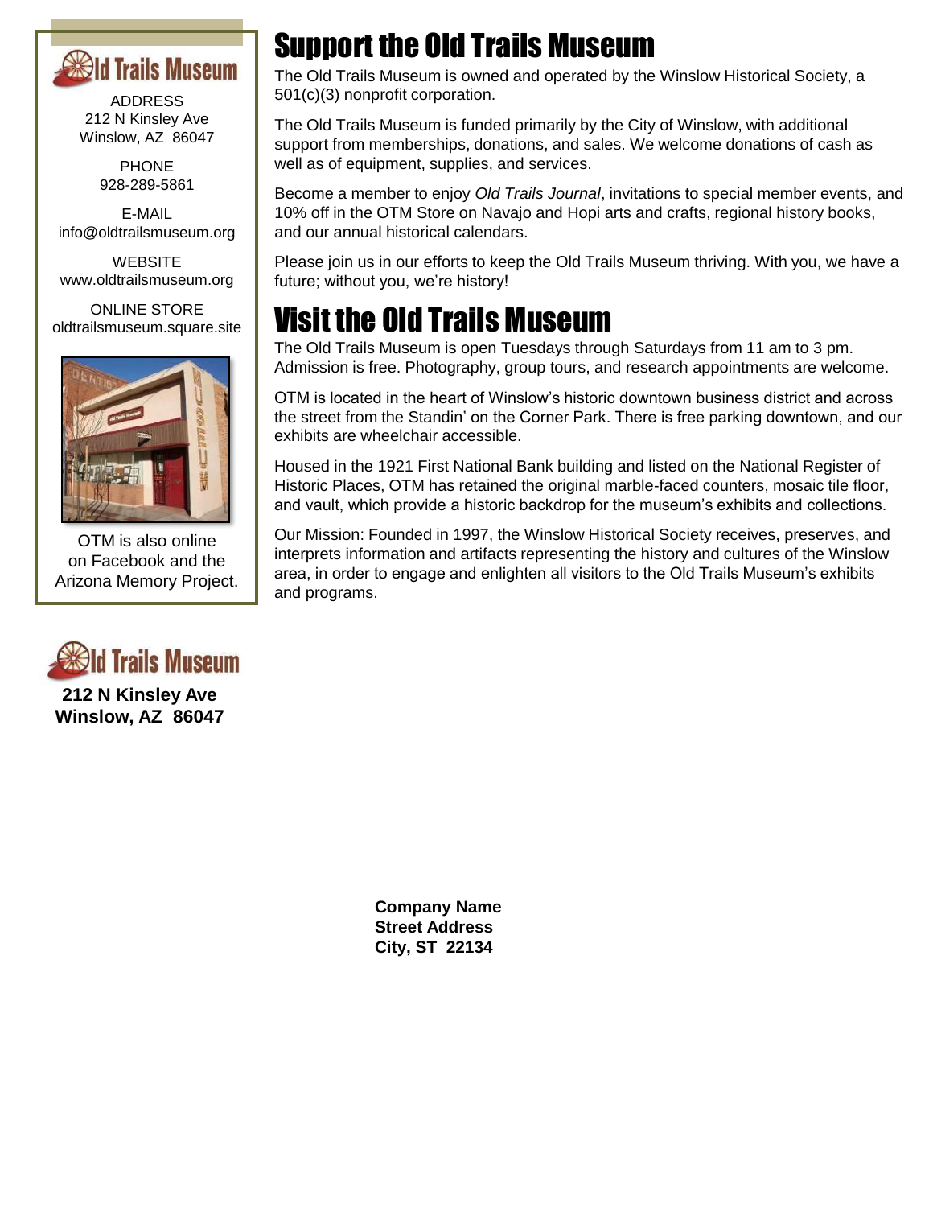**Old Trails Museum**

ADDRESS
212 N Kinsley Ave
Winslow, AZ 86047

PHONE
928-289-5861

E-MAIL
info@oldtrailsmuseum.org

WEBSITE
www.oldtrailsmuseum.org

ONLINE STORE
oldtrailsmuseum.square.site

OTM is also online on Facebook and the Arizona Memory Project.

# Support the Old Trails Museum

The Old Trails Museum is owned and operated by the Winslow Historical Society, a 501(c)(3) nonprofit corporation.

The Old Trails Museum is funded primarily by the City of Winslow, with additional support from memberships, donations, and sales. We welcome donations of cash as well as of equipment, supplies, and services.

Become a member to enjoy *Old Trails Journal*, invitations to special member events, and 10% off in the OTM Store on Navajo and Hopi arts and crafts, regional history books, and our annual historical calendars.

Please join us in our efforts to keep the Old Trails Museum thriving. With you, we have a future; without you, we're history!

# Visit the Old Trails Museum

The Old Trails Museum is open Tuesdays through Saturdays from 11 am to 3 pm. Admission is free. Photography, group tours, and research appointments are welcome.

OTM is located in the heart of Winslow's historic downtown business district and across the street from the Standin' on the Corner Park. There is free parking downtown, and our exhibits are wheelchair accessible.

Housed in the 1921 First National Bank building and listed on the National Register of Historic Places, OTM has retained the original marble-faced counters, mosaic tile floor, and vault, which provide a historic backdrop for the museum's exhibits and collections.

Our Mission: Founded in 1997, the Winslow Historical Society receives, preserves, and interprets information and artifacts representing the history and cultures of the Winslow area, in order to engage and enlighten all visitors to the Old Trails Museum's exhibits and programs.

**Old Trails Museum**

**212 N Kinsley Ave**
**Winslow, AZ 86047**

**Company Name**
**Street Address**
**City, ST 22134**